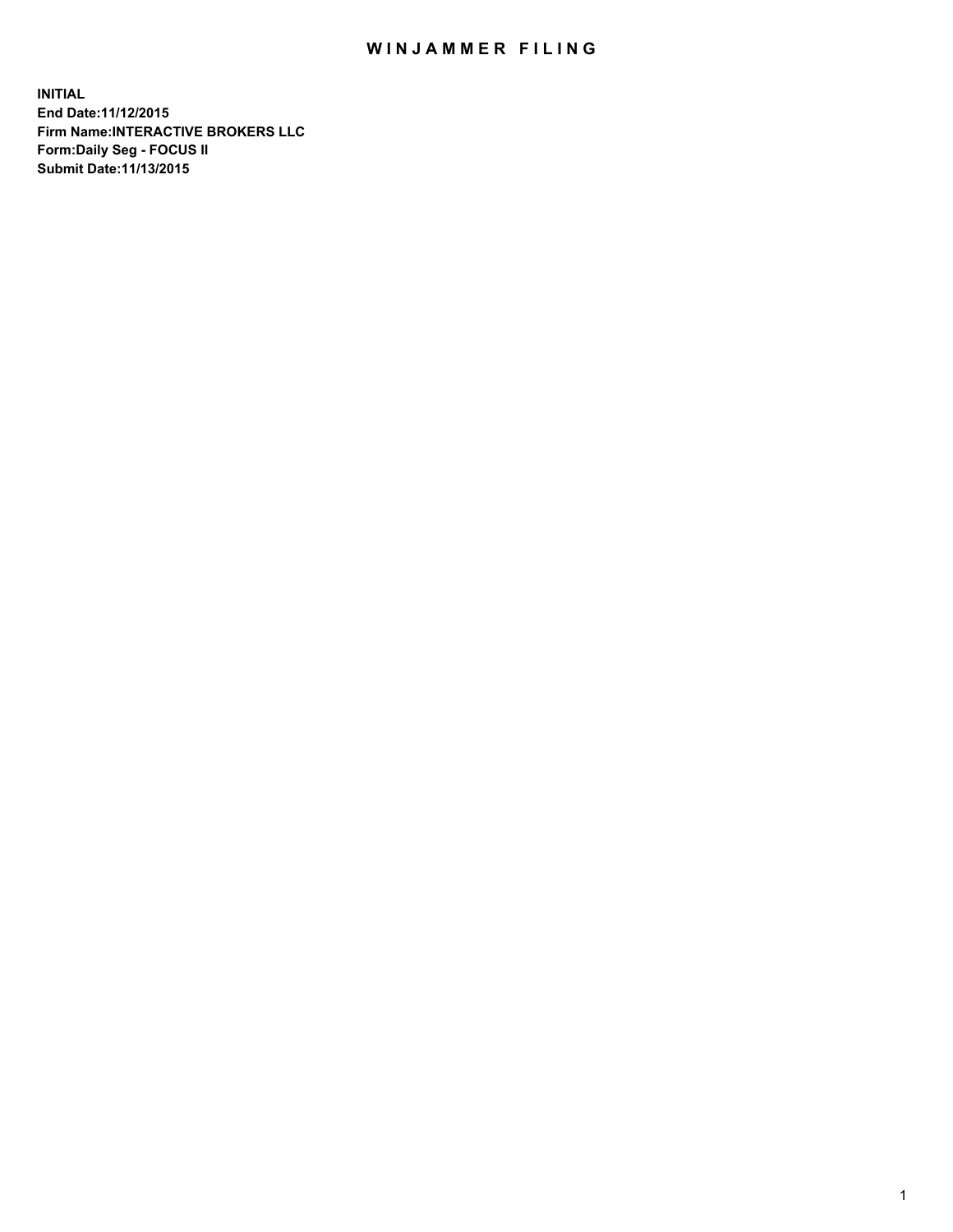# WINJAMMER FILING

**INITIAL**
**End Date:11/12/2015**
**Firm Name:INTERACTIVE BROKERS LLC**
**Form:Daily Seg - FOCUS II**
**Submit Date:11/13/2015**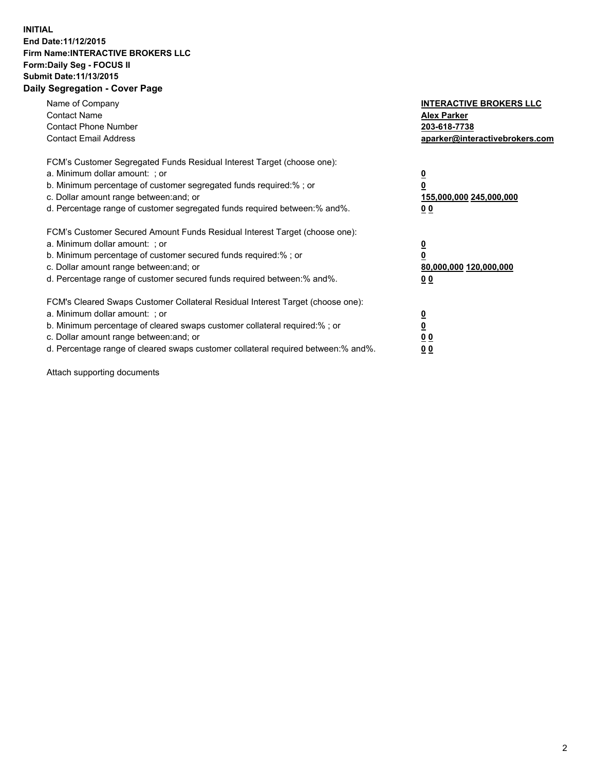**INITIAL**
**End Date:11/12/2015**
**Firm Name:INTERACTIVE BROKERS LLC**
**Form:Daily Seg - FOCUS II**
**Submit Date:11/13/2015**

## Daily Segregation - Cover Page

| | |
|---|---|
| Name of Company | **INTERACTIVE BROKERS LLC** |
| Contact Name | **Alex Parker** |
| Contact Phone Number | **203-618-7738** |
| Contact Email Address | **aparker@interactivebrokers.com** |

FCM's Customer Segregated Funds Residual Interest Target (choose one):

| | |
|---|---|
| a. Minimum dollar amount: ; or | **0** |
| b. Minimum percentage of customer segregated funds required:% ; or | **0** |
| c. Dollar amount range between:and; or | **155,000,000 245,000,000** |
| d. Percentage range of customer segregated funds required between:% and%. | **0 0** |

FCM's Customer Secured Amount Funds Residual Interest Target (choose one):

| | |
|---|---|
| a. Minimum dollar amount: ; or | **0** |
| b. Minimum percentage of customer secured funds required:% ; or | **0** |
| c. Dollar amount range between:and; or | **80,000,000 120,000,000** |
| d. Percentage range of customer secured funds required between:% and%. | **0 0** |

FCM's Cleared Swaps Customer Collateral Residual Interest Target (choose one):

| | |
|---|---|
| a. Minimum dollar amount: ; or | **0** |
| b. Minimum percentage of cleared swaps customer collateral required:% ; or | **0** |
| c. Dollar amount range between:and; or | **0 0** |
| d. Percentage range of cleared swaps customer collateral required between:% and%. | **0 0** |

Attach supporting documents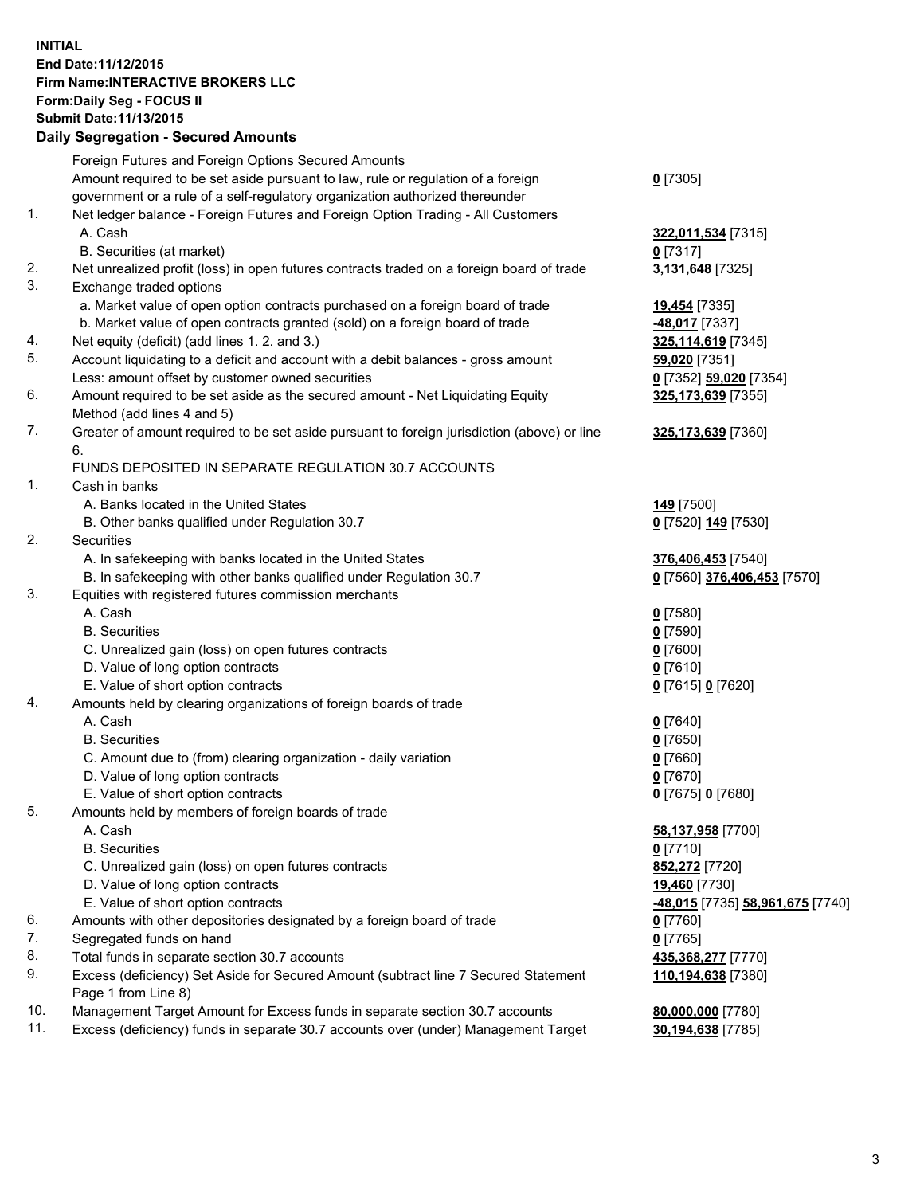**INITIAL**
**End Date:11/12/2015**
**Firm Name:INTERACTIVE BROKERS LLC**
**Form:Daily Seg - FOCUS II**
**Submit Date:11/13/2015**

## Daily Segregation - Secured Amounts

| | | |
|---|---|---|
| | Foreign Futures and Foreign Options Secured Amounts | |
| | Amount required to be set aside pursuant to law, rule or regulation of a foreign government or a rule of a self-regulatory organization authorized thereunder | **0** [7305] |
| 1. | Net ledger balance - Foreign Futures and Foreign Option Trading - All Customers | |
| | A. Cash | **322,011,534** [7315] |
| | B. Securities (at market) | **0** [7317] |
| 2. | Net unrealized profit (loss) in open futures contracts traded on a foreign board of trade | **3,131,648** [7325] |
| 3. | Exchange traded options | |
| | a. Market value of open option contracts purchased on a foreign board of trade | **19,454** [7335] |
| | b. Market value of open contracts granted (sold) on a foreign board of trade | **-48,017** [7337] |
| 4. | Net equity (deficit) (add lines 1. 2. and 3.) | **325,114,619** [7345] |
| 5. | Account liquidating to a deficit and account with a debit balances - gross amount | **59,020** [7351] |
| | Less: amount offset by customer owned securities | **0** [7352] **59,020** [7354] |
| 6. | Amount required to be set aside as the secured amount - Net Liquidating Equity Method (add lines 4 and 5) | **325,173,639** [7355] |
| 7. | Greater of amount required to be set aside pursuant to foreign jurisdiction (above) or line 6. | **325,173,639** [7360] |
| | FUNDS DEPOSITED IN SEPARATE REGULATION 30.7 ACCOUNTS | |
| 1. | Cash in banks | |
| | A. Banks located in the United States | **149** [7500] |
| | B. Other banks qualified under Regulation 30.7 | **0** [7520] **149** [7530] |
| 2. | Securities | |
| | A. In safekeeping with banks located in the United States | **376,406,453** [7540] |
| | B. In safekeeping with other banks qualified under Regulation 30.7 | **0** [7560] **376,406,453** [7570] |
| 3. | Equities with registered futures commission merchants | |
| | A. Cash | **0** [7580] |
| | B. Securities | **0** [7590] |
| | C. Unrealized gain (loss) on open futures contracts | **0** [7600] |
| | D. Value of long option contracts | **0** [7610] |
| | E. Value of short option contracts | **0** [7615] **0** [7620] |
| 4. | Amounts held by clearing organizations of foreign boards of trade | |
| | A. Cash | **0** [7640] |
| | B. Securities | **0** [7650] |
| | C. Amount due to (from) clearing organization - daily variation | **0** [7660] |
| | D. Value of long option contracts | **0** [7670] |
| | E. Value of short option contracts | **0** [7675] **0** [7680] |
| 5. | Amounts held by members of foreign boards of trade | |
| | A. Cash | **58,137,958** [7700] |
| | B. Securities | **0** [7710] |
| | C. Unrealized gain (loss) on open futures contracts | **852,272** [7720] |
| | D. Value of long option contracts | **19,460** [7730] |
| | E. Value of short option contracts | **-48,015** [7735] **58,961,675** [7740] |
| 6. | Amounts with other depositories designated by a foreign board of trade | **0** [7760] |
| 7. | Segregated funds on hand | **0** [7765] |
| 8. | Total funds in separate section 30.7 accounts | **435,368,277** [7770] |
| 9. | Excess (deficiency) Set Aside for Secured Amount (subtract line 7 Secured Statement Page 1 from Line 8) | **110,194,638** [7380] |
| 10. | Management Target Amount for Excess funds in separate section 30.7 accounts | **80,000,000** [7780] |
| 11. | Excess (deficiency) funds in separate 30.7 accounts over (under) Management Target | **30,194,638** [7785] |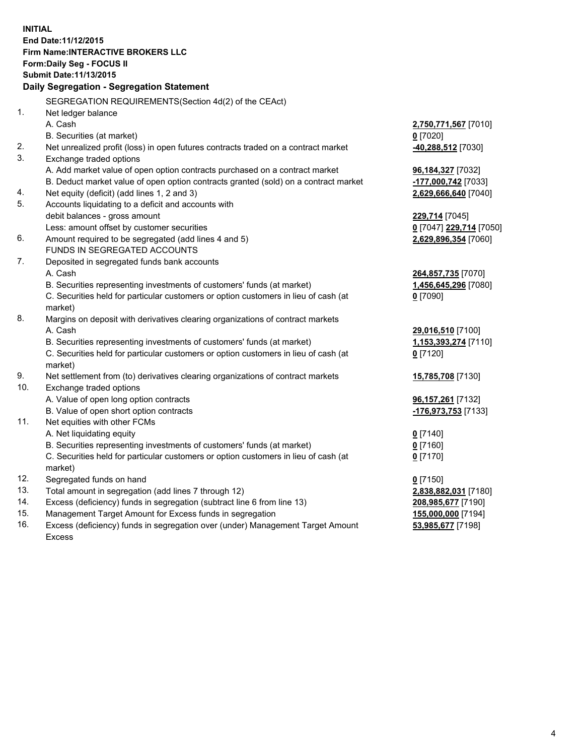**INITIAL**
**End Date:11/12/2015**
**Firm Name:INTERACTIVE BROKERS LLC**
**Form:Daily Seg - FOCUS II**
**Submit Date:11/13/2015**

### Daily Segregation - Segregation Statement

| | | |
|---|---|---|
| | SEGREGATION REQUIREMENTS(Section 4d(2) of the CEAct) | |
| 1. | Net ledger balance | |
| | A. Cash | **2,750,771,567** [7010] |
| | B. Securities (at market) | **0** [7020] |
| 2. | Net unrealized profit (loss) in open futures contracts traded on a contract market | **-40,288,512** [7030] |
| 3. | Exchange traded options | |
| | A. Add market value of open option contracts purchased on a contract market | **96,184,327** [7032] |
| | B. Deduct market value of open option contracts granted (sold) on a contract market | **-177,000,742** [7033] |
| 4. | Net equity (deficit) (add lines 1, 2 and 3) | **2,629,666,640** [7040] |
| 5. | Accounts liquidating to a deficit and accounts with | |
| | debit balances - gross amount | **229,714** [7045] |
| | Less: amount offset by customer securities | **0** [7047] **229,714** [7050] |
| 6. | Amount required to be segregated (add lines 4 and 5) | **2,629,896,354** [7060] |
| | FUNDS IN SEGREGATED ACCOUNTS | |
| 7. | Deposited in segregated funds bank accounts | |
| | A. Cash | **264,857,735** [7070] |
| | B. Securities representing investments of customers' funds (at market) | **1,456,645,296** [7080] |
| | C. Securities held for particular customers or option customers in lieu of cash (at market) | **0** [7090] |
| 8. | Margins on deposit with derivatives clearing organizations of contract markets | |
| | A. Cash | **29,016,510** [7100] |
| | B. Securities representing investments of customers' funds (at market) | **1,153,393,274** [7110] |
| | C. Securities held for particular customers or option customers in lieu of cash (at market) | **0** [7120] |
| 9. | Net settlement from (to) derivatives clearing organizations of contract markets | **15,785,708** [7130] |
| 10. | Exchange traded options | |
| | A. Value of open long option contracts | **96,157,261** [7132] |
| | B. Value of open short option contracts | **-176,973,753** [7133] |
| 11. | Net equities with other FCMs | |
| | A. Net liquidating equity | **0** [7140] |
| | B. Securities representing investments of customers' funds (at market) | **0** [7160] |
| | C. Securities held for particular customers or option customers in lieu of cash (at market) | **0** [7170] |
| 12. | Segregated funds on hand | **0** [7150] |
| 13. | Total amount in segregation (add lines 7 through 12) | **2,838,882,031** [7180] |
| 14. | Excess (deficiency) funds in segregation (subtract line 6 from line 13) | **208,985,677** [7190] |
| 15. | Management Target Amount for Excess funds in segregation | **155,000,000** [7194] |
| 16. | Excess (deficiency) funds in segregation over (under) Management Target Amount Excess | **53,985,677** [7198] |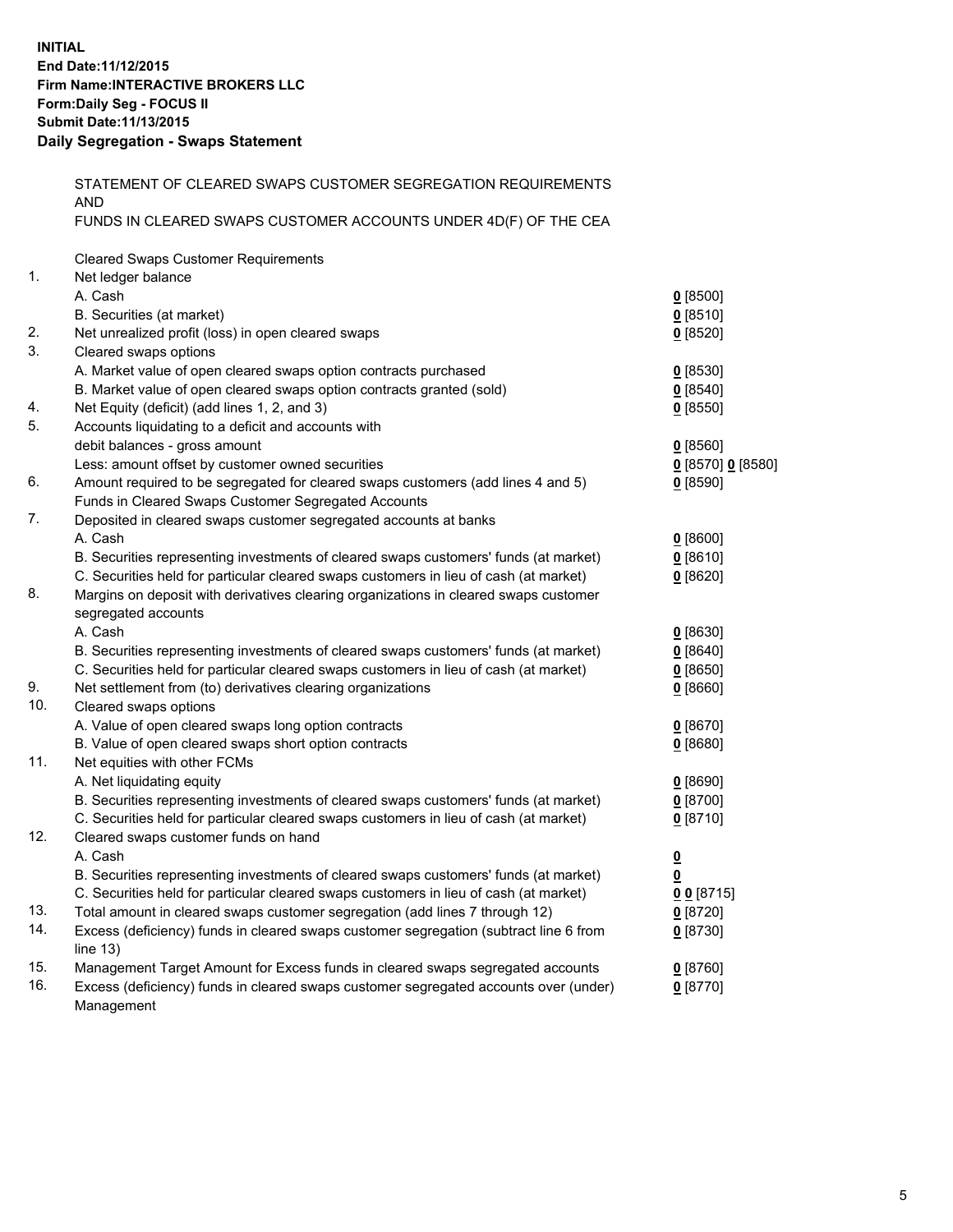**INITIAL**
**End Date:11/12/2015**
**Firm Name:INTERACTIVE BROKERS LLC**
**Form:Daily Seg - FOCUS II**
**Submit Date:11/13/2015**
**Daily Segregation - Swaps Statement**

STATEMENT OF CLEARED SWAPS CUSTOMER SEGREGATION REQUIREMENTS
AND
FUNDS IN CLEARED SWAPS CUSTOMER ACCOUNTS UNDER 4D(F) OF THE CEA

| | | |
|---|---|---|
| | Cleared Swaps Customer Requirements | |
| 1. | Net ledger balance | |
| | A. Cash | 0 [8500] |
| | B. Securities (at market) | 0 [8510] |
| 2. | Net unrealized profit (loss) in open cleared swaps | 0 [8520] |
| 3. | Cleared swaps options | |
| | A. Market value of open cleared swaps option contracts purchased | 0 [8530] |
| | B. Market value of open cleared swaps option contracts granted (sold) | 0 [8540] |
| 4. | Net Equity (deficit) (add lines 1, 2, and 3) | 0 [8550] |
| 5. | Accounts liquidating to a deficit and accounts with | |
| | debit balances - gross amount | 0 [8560] |
| | Less: amount offset by customer owned securities | 0 [8570] 0 [8580] |
| 6. | Amount required to be segregated for cleared swaps customers (add lines 4 and 5) | 0 [8590] |
| | Funds in Cleared Swaps Customer Segregated Accounts | |
| 7. | Deposited in cleared swaps customer segregated accounts at banks | |
| | A. Cash | 0 [8600] |
| | B. Securities representing investments of cleared swaps customers' funds (at market) | 0 [8610] |
| | C. Securities held for particular cleared swaps customers in lieu of cash (at market) | 0 [8620] |
| 8. | Margins on deposit with derivatives clearing organizations in cleared swaps customer segregated accounts | |
| | A. Cash | 0 [8630] |
| | B. Securities representing investments of cleared swaps customers' funds (at market) | 0 [8640] |
| | C. Securities held for particular cleared swaps customers in lieu of cash (at market) | 0 [8650] |
| 9. | Net settlement from (to) derivatives clearing organizations | 0 [8660] |
| 10. | Cleared swaps options | |
| | A. Value of open cleared swaps long option contracts | 0 [8670] |
| | B. Value of open cleared swaps short option contracts | 0 [8680] |
| 11. | Net equities with other FCMs | |
| | A. Net liquidating equity | 0 [8690] |
| | B. Securities representing investments of cleared swaps customers' funds (at market) | 0 [8700] |
| | C. Securities held for particular cleared swaps customers in lieu of cash (at market) | 0 [8710] |
| 12. | Cleared swaps customer funds on hand | |
| | A. Cash | 0 |
| | B. Securities representing investments of cleared swaps customers' funds (at market) | 0 |
| | C. Securities held for particular cleared swaps customers in lieu of cash (at market) | 0 0 [8715] |
| 13. | Total amount in cleared swaps customer segregation (add lines 7 through 12) | 0 [8720] |
| 14. | Excess (deficiency) funds in cleared swaps customer segregation (subtract line 6 from line 13) | 0 [8730] |
| 15. | Management Target Amount for Excess funds in cleared swaps segregated accounts | 0 [8760] |
| 16. | Excess (deficiency) funds in cleared swaps customer segregated accounts over (under) Management | 0 [8770] |